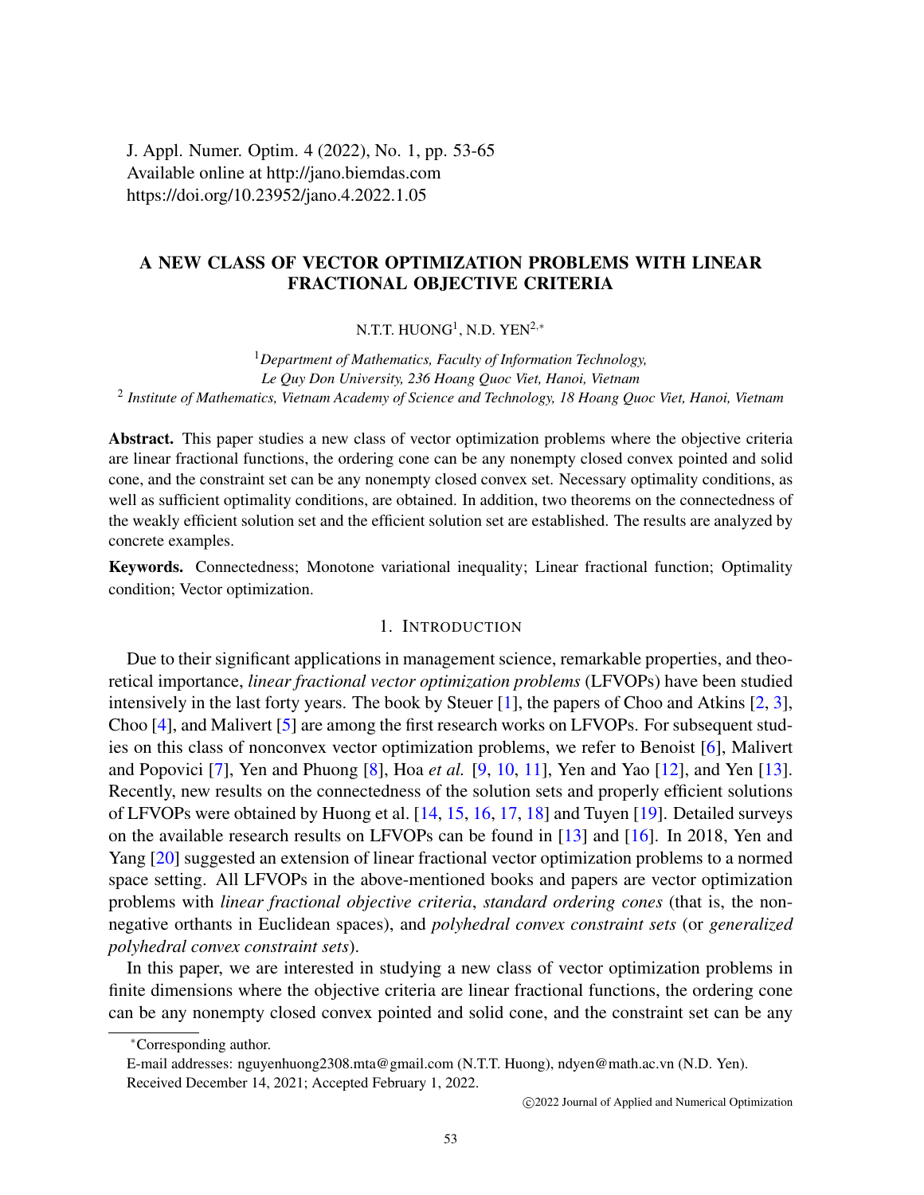# A NEW CLASS OF VECTOR OPTIMIZATION PROBLEMS WITH LINEAR FRACTIONAL OBJECTIVE CRITERIA

N.T.T. HUONG[1], N.D. YEN[2,*]

[1]*Department of Mathematics, Faculty of Information Technology, Le Quy Don University, 236 Hoang Quoc Viet, Hanoi, Vietnam*

[2] *Institute of Mathematics, Vietnam Academy of Science and Technology, 18 Hoang Quoc Viet, Hanoi, Vietnam*

**Abstract.** This paper studies a new class of vector optimization problems where the objective criteria are linear fractional functions, the ordering cone can be any nonempty closed convex pointed and solid cone, and the constraint set can be any nonempty closed convex set. Necessary optimality conditions, as well as sufficient optimality conditions, are obtained. In addition, two theorems on the connectedness of the weakly efficient solution set and the efficient solution set are established. The results are analyzed by concrete examples.

**Keywords.** Connectedness; Monotone variational inequality; Linear fractional function; Optimality condition; Vector optimization.

## 1. Introduction

Due to their significant applications in management science, remarkable properties, and theoretical importance, *linear fractional vector optimization problems* (LFVOPs) have been studied intensively in the last forty years. The book by Steuer [1], the papers of Choo and Atkins [2, 3], Choo [4], and Malivert [5] are among the first research works on LFVOPs. For subsequent studies on this class of nonconvex vector optimization problems, we refer to Benoist [6], Malivert and Popovici [7], Yen and Phuong [8], Hoa *et al.* [9, 10, 11], Yen and Yao [12], and Yen [13]. Recently, new results on the connectedness of the solution sets and properly efficient solutions of LFVOPs were obtained by Huong et al. [14, 15, 16, 17, 18] and Tuyen [19]. Detailed surveys on the available research results on LFVOPs can be found in [13] and [16]. In 2018, Yen and Yang [20] suggested an extension of linear fractional vector optimization problems to a normed space setting. All LFVOPs in the above-mentioned books and papers are vector optimization problems with *linear fractional objective criteria*, *standard ordering cones* (that is, the nonnegative orthants in Euclidean spaces), and *polyhedral convex constraint sets* (or *generalized polyhedral convex constraint sets*).

In this paper, we are interested in studying a new class of vector optimization problems in finite dimensions where the objective criteria are linear fractional functions, the ordering cone can be any nonempty closed convex pointed and solid cone, and the constraint set can be any

---

*Corresponding author.

E-mail addresses: nguyenhuong2308.mta@gmail.com (N.T.T. Huong), ndyen@math.ac.vn (N.D. Yen).

Received December 14, 2021; Accepted February 1, 2022.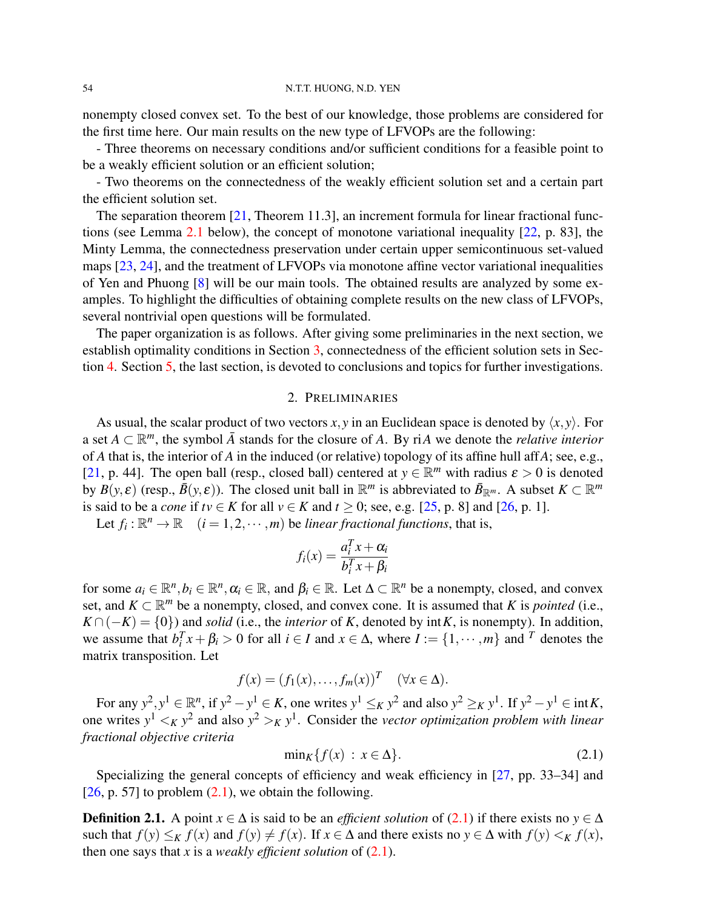nonempty closed convex set. To the best of our knowledge, those problems are considered for the first time here. Our main results on the new type of LFVOPs are the following:

- Three theorems on necessary conditions and/or sufficient conditions for a feasible point to be a weakly efficient solution or an efficient solution;

- Two theorems on the connectedness of the weakly efficient solution set and a certain part the efficient solution set.

The separation theorem [21, Theorem 11.3], an increment formula for linear fractional functions (see Lemma 2.1 below), the concept of monotone variational inequality [22, p. 83], the Minty Lemma, the connectedness preservation under certain upper semicontinuous set-valued maps [23, 24], and the treatment of LFVOPs via monotone affine vector variational inequalities of Yen and Phuong [8] will be our main tools. The obtained results are analyzed by some examples. To highlight the difficulties of obtaining complete results on the new class of LFVOPs, several nontrivial open questions will be formulated.

The paper organization is as follows. After giving some preliminaries in the next section, we establish optimality conditions in Section 3, connectedness of the efficient solution sets in Section 4. Section 5, the last section, is devoted to conclusions and topics for further investigations.

## 2. Preliminaries

As usual, the scalar product of two vectors $x, y$ in an Euclidean space is denoted by $\langle x, y\rangle$. For a set $A \subset \mathbb{R}^m$, the symbol $\bar{A}$ stands for the closure of $A$. By $\mathrm{ri}A$ we denote the *relative interior* of $A$ that is, the interior of $A$ in the induced (or relative) topology of its affine hull $\mathrm{aff}A$; see, e.g., [21, p. 44]. The open ball (resp., closed ball) centered at $y \in \mathbb{R}^m$ with radius $\varepsilon > 0$ is denoted by $B(y,\varepsilon)$ (resp., $\bar{B}(y,\varepsilon)$). The closed unit ball in $\mathbb{R}^m$ is abbreviated to $\bar{B}_{\mathbb{R}^m}$. A subset $K \subset \mathbb{R}^m$ is said to be a *cone* if $tv \in K$ for all $v \in K$ and $t \geq 0$; see, e.g. [25, p. 8] and [26, p. 1].

Let $f_i : \mathbb{R}^n \to \mathbb{R} \quad (i = 1, 2, \cdots, m)$ be *linear fractional functions*, that is,

$$f_i(x) = \frac{a_i^T x + \alpha_i}{b_i^T x + \beta_i}$$

for some $a_i \in \mathbb{R}^n, b_i \in \mathbb{R}^n, \alpha_i \in \mathbb{R}$, and $\beta_i \in \mathbb{R}$. Let $\Delta \subset \mathbb{R}^n$ be a nonempty, closed, and convex set, and $K \subset \mathbb{R}^m$ be a nonempty, closed, and convex cone. It is assumed that $K$ is *pointed* (i.e., $K \cap (-K) = \{0\}$) and *solid* (i.e., the *interior* of $K$, denoted by $\mathrm{int}K$, is nonempty). In addition, we assume that $b_i^T x + \beta_i > 0$ for all $i \in I$ and $x \in \Delta$, where $I := \{1, \cdots, m\}$ and $^T$ denotes the matrix transposition. Let

$$f(x) = (f_1(x), \ldots, f_m(x))^T \quad (\forall x \in \Delta).$$

For any $y^2, y^1 \in \mathbb{R}^n$, if $y^2 - y^1 \in K$, one writes $y^1 \leq_K y^2$ and also $y^2 \geq_K y^1$. If $y^2 - y^1 \in \mathrm{int}K$, one writes $y^1 <_K y^2$ and also $y^2 >_K y^1$. Consider the *vector optimization problem with linear fractional objective criteria*

$$\min\nolimits_K \{f(x) \,:\, x \in \Delta\}. \tag{2.1}$$

Specializing the general concepts of efficiency and weak efficiency in [27, pp. 33–34] and [26, p. 57] to problem (2.1), we obtain the following.

**Definition 2.1.** A point $x \in \Delta$ is said to be an *efficient solution* of (2.1) if there exists no $y \in \Delta$ such that $f(y) \leq_K f(x)$ and $f(y) \neq f(x)$. If $x \in \Delta$ and there exists no $y \in \Delta$ with $f(y) <_K f(x)$, then one says that $x$ is a *weakly efficient solution* of (2.1).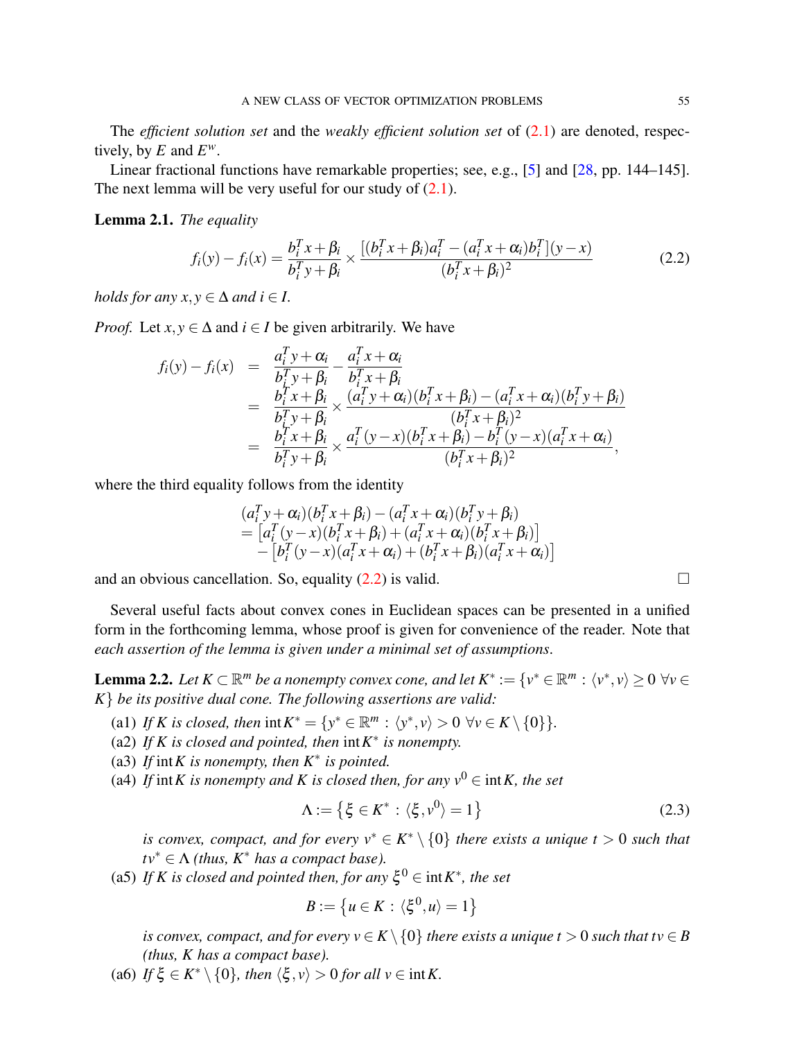The *efficient solution set* and the *weakly efficient solution set* of (2.1) are denoted, respectively, by $E$ and $E^w$.

Linear fractional functions have remarkable properties; see, e.g., [5] and [28, pp. 144–145]. The next lemma will be very useful for our study of (2.1).

**Lemma 2.1.** *The equality*

$$f_i(y) - f_i(x) = \frac{b_i^T x + \beta_i}{b_i^T y + \beta_i} \times \frac{[(b_i^T x + \beta_i)a_i^T - (a_i^T x + \alpha_i)b_i^T](y - x)}{(b_i^T x + \beta_i)^2} \tag{2.2}$$

*holds for any $x, y \in \Delta$ and $i \in I$.*

*Proof.* Let $x, y \in \Delta$ and $i \in I$ be given arbitrarily. We have

$$\begin{aligned}
f_i(y) - f_i(x) &= \frac{a_i^T y + \alpha_i}{b_i^T y + \beta_i} - \frac{a_i^T x + \alpha_i}{b_i^T x + \beta_i} \\
&= \frac{b_i^T x + \beta_i}{b_i^T y + \beta_i} \times \frac{(a_i^T y + \alpha_i)(b_i^T x + \beta_i) - (a_i^T x + \alpha_i)(b_i^T y + \beta_i)}{(b_i^T x + \beta_i)^2} \\
&= \frac{b_i^T x + \beta_i}{b_i^T y + \beta_i} \times \frac{a_i^T (y - x)(b_i^T x + \beta_i) - b_i^T (y - x)(a_i^T x + \alpha_i)}{(b_i^T x + \beta_i)^2},
\end{aligned}$$

where the third equality follows from the identity

$$\begin{aligned}
&(a_i^T y + \alpha_i)(b_i^T x + \beta_i) - (a_i^T x + \alpha_i)(b_i^T y + \beta_i) \\
&= \left[a_i^T (y - x)(b_i^T x + \beta_i) + (a_i^T x + \alpha_i)(b_i^T x + \beta_i)\right] \\
&\quad - \left[b_i^T (y - x)(a_i^T x + \alpha_i) + (b_i^T x + \beta_i)(a_i^T x + \alpha_i)\right]
\end{aligned}$$

and an obvious cancellation. So, equality (2.2) is valid. $\square$

Several useful facts about convex cones in Euclidean spaces can be presented in a unified form in the forthcoming lemma, whose proof is given for convenience of the reader. Note that *each assertion of the lemma is given under a minimal set of assumptions*.

**Lemma 2.2.** *Let $K \subset \mathbb{R}^m$ be a nonempty convex cone, and let $K^* := \{v^* \in \mathbb{R}^m : \langle v^*, v\rangle \geq 0 \ \forall v \in K\}$ be its positive dual cone. The following assertions are valid:*

(a1) *If $K$ is closed, then $\operatorname{int} K^* = \{y^* \in \mathbb{R}^m : \langle y^*, v\rangle > 0 \ \forall v \in K \setminus \{0\}\}$.*

(a2) *If $K$ is closed and pointed, then $\operatorname{int} K^*$ is nonempty.*

(a3) *If $\operatorname{int} K$ is nonempty, then $K^*$ is pointed.*

(a4) *If $\operatorname{int} K$ is nonempty and $K$ is closed then, for any $v^0 \in \operatorname{int} K$, the set*

$$\Lambda := \left\{\xi \in K^* : \langle \xi, v^0\rangle = 1\right\} \tag{2.3}$$

*is convex, compact, and for every $v^* \in K^* \setminus \{0\}$ there exists a unique $t > 0$ such that $tv^* \in \Lambda$ (thus, $K^*$ has a compact base).*

(a5) *If $K$ is closed and pointed then, for any $\xi^0 \in \operatorname{int} K^*$, the set*

$$B := \left\{u \in K : \langle \xi^0, u\rangle = 1\right\}$$

*is convex, compact, and for every $v \in K \setminus \{0\}$ there exists a unique $t > 0$ such that $tv \in B$ (thus, $K$ has a compact base).*

(a6) *If $\xi \in K^* \setminus \{0\}$, then $\langle \xi, v\rangle > 0$ for all $v \in \operatorname{int} K$.*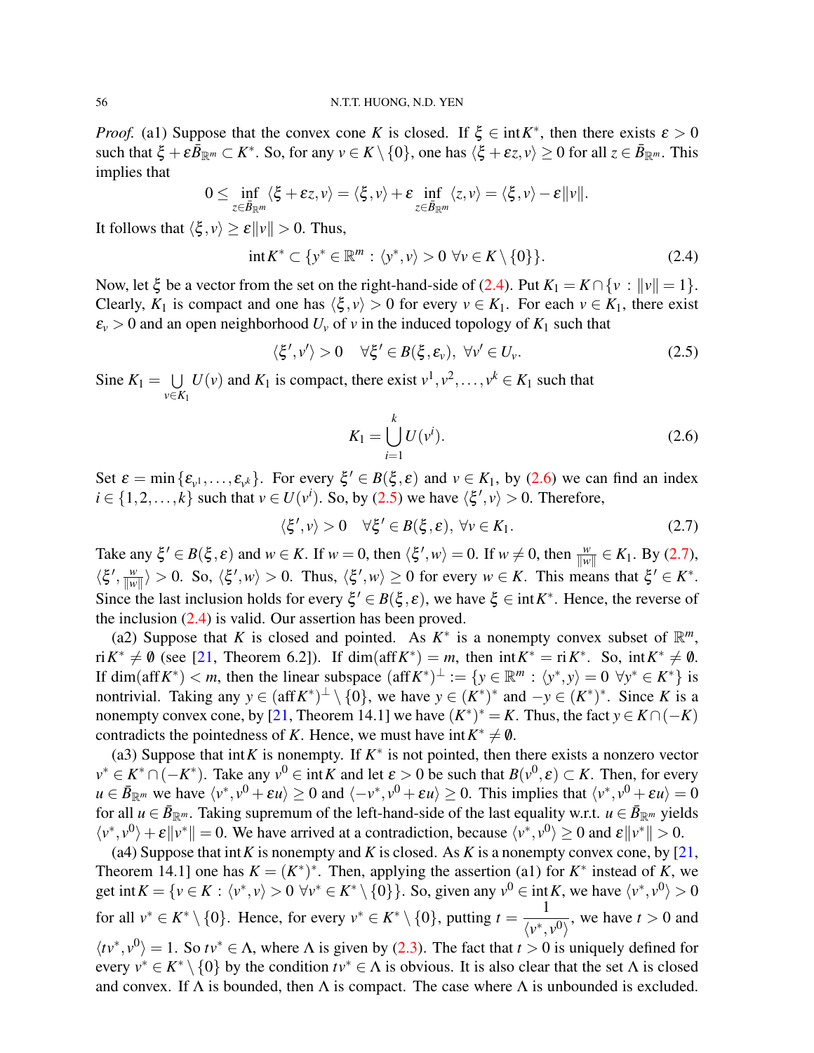*Proof.* (a1) Suppose that the convex cone $K$ is closed. If $\xi \in \operatorname{int} K^*$, then there exists $\varepsilon > 0$ such that $\xi + \varepsilon \bar{B}_{\mathbb{R}^m} \subset K^*$. So, for any $v \in K \setminus \{0\}$, one has $\langle \xi + \varepsilon z, v \rangle \geq 0$ for all $z \in \bar{B}_{\mathbb{R}^m}$. This implies that

$$0 \leq \inf_{z \in \bar{B}_{\mathbb{R}^m}} \langle \xi + \varepsilon z, v \rangle = \langle \xi, v \rangle + \varepsilon \inf_{z \in \bar{B}_{\mathbb{R}^m}} \langle z, v \rangle = \langle \xi, v \rangle - \varepsilon \|v\|.$$

It follows that $\langle \xi, v \rangle \geq \varepsilon \|v\| > 0$. Thus,

$$\operatorname{int} K^* \subset \{y^* \in \mathbb{R}^m : \langle y^*, v \rangle > 0 \ \forall v \in K \setminus \{0\}\}. \tag{2.4}$$

Now, let $\xi$ be a vector from the set on the right-hand-side of (2.4). Put $K_1 = K \cap \{v : \|v\| = 1\}$. Clearly, $K_1$ is compact and one has $\langle \xi, v \rangle > 0$ for every $v \in K_1$. For each $v \in K_1$, there exist $\varepsilon_v > 0$ and an open neighborhood $U_v$ of $v$ in the induced topology of $K_1$ such that

$$\langle \xi', v' \rangle > 0 \quad \forall \xi' \in B(\xi, \varepsilon_v), \ \forall v' \in U_v. \tag{2.5}$$

Sine $K_1 = \bigcup\limits_{v \in K_1} U(v)$ and $K_1$ is compact, there exist $v^1, v^2, \ldots, v^k \in K_1$ such that

$$K_1 = \bigcup_{i=1}^{k} U(v^i). \tag{2.6}$$

Set $\varepsilon = \min\{\varepsilon_{v^1}, \ldots, \varepsilon_{v^k}\}$. For every $\xi' \in B(\xi, \varepsilon)$ and $v \in K_1$, by (2.6) we can find an index $i \in \{1, 2, \ldots, k\}$ such that $v \in U(v^i)$. So, by (2.5) we have $\langle \xi', v \rangle > 0$. Therefore,

$$\langle \xi', v \rangle > 0 \quad \forall \xi' \in B(\xi, \varepsilon), \ \forall v \in K_1. \tag{2.7}$$

Take any $\xi' \in B(\xi, \varepsilon)$ and $w \in K$. If $w = 0$, then $\langle \xi', w \rangle = 0$. If $w \neq 0$, then $\frac{w}{\|w\|} \in K_1$. By (2.7), $\langle \xi', \frac{w}{\|w\|} \rangle > 0$. So, $\langle \xi', w \rangle > 0$. Thus, $\langle \xi', w \rangle \geq 0$ for every $w \in K$. This means that $\xi' \in K^*$. Since the last inclusion holds for every $\xi' \in B(\xi, \varepsilon)$, we have $\xi \in \operatorname{int} K^*$. Hence, the reverse of the inclusion (2.4) is valid. Our assertion has been proved.

(a2) Suppose that $K$ is closed and pointed. As $K^*$ is a nonempty convex subset of $\mathbb{R}^m$, $\operatorname{ri} K^* \neq \emptyset$ (see [21, Theorem 6.2]). If $\dim(\operatorname{aff} K^*) = m$, then $\operatorname{int} K^* = \operatorname{ri} K^*$. So, $\operatorname{int} K^* \neq \emptyset$. If $\dim(\operatorname{aff} K^*) < m$, then the linear subspace $(\operatorname{aff} K^*)^\perp := \{y \in \mathbb{R}^m : \langle y^*, y \rangle = 0 \ \forall y^* \in K^*\}$ is nontrivial. Taking any $y \in (\operatorname{aff} K^*)^\perp \setminus \{0\}$, we have $y \in (K^*)^*$ and $-y \in (K^*)^*$. Since $K$ is a nonempty convex cone, by [21, Theorem 14.1] we have $(K^*)^* = K$. Thus, the fact $y \in K \cap (-K)$ contradicts the pointedness of $K$. Hence, we must have $\operatorname{int} K^* \neq \emptyset$.

(a3) Suppose that $\operatorname{int} K$ is nonempty. If $K^*$ is not pointed, then there exists a nonzero vector $v^* \in K^* \cap (-K^*)$. Take any $v^0 \in \operatorname{int} K$ and let $\varepsilon > 0$ be such that $B(v^0, \varepsilon) \subset K$. Then, for every $u \in \bar{B}_{\mathbb{R}^m}$ we have $\langle v^*, v^0 + \varepsilon u \rangle \geq 0$ and $\langle -v^*, v^0 + \varepsilon u \rangle \geq 0$. This implies that $\langle v^*, v^0 + \varepsilon u \rangle = 0$ for all $u \in \bar{B}_{\mathbb{R}^m}$. Taking supremum of the left-hand-side of the last equality w.r.t. $u \in \bar{B}_{\mathbb{R}^m}$ yields $\langle v^*, v^0 \rangle + \varepsilon \|v^*\| = 0$. We have arrived at a contradiction, because $\langle v^*, v^0 \rangle \geq 0$ and $\varepsilon \|v^*\| > 0$.

(a4) Suppose that $\operatorname{int} K$ is nonempty and $K$ is closed. As $K$ is a nonempty convex cone, by [21, Theorem 14.1] one has $K = (K^*)^*$. Then, applying the assertion (a1) for $K^*$ instead of $K$, we get $\operatorname{int} K = \{v \in K : \langle v^*, v \rangle > 0 \ \forall v^* \in K^* \setminus \{0\}\}$. So, given any $v^0 \in \operatorname{int} K$, we have $\langle v^*, v^0 \rangle > 0$ for all $v^* \in K^* \setminus \{0\}$. Hence, for every $v^* \in K^* \setminus \{0\}$, putting $t = \dfrac{1}{\langle v^*, v^0 \rangle}$, we have $t > 0$ and $\langle t v^*, v^0 \rangle = 1$. So $t v^* \in \Lambda$, where $\Lambda$ is given by (2.3). The fact that $t > 0$ is uniquely defined for every $v^* \in K^* \setminus \{0\}$ by the condition $t v^* \in \Lambda$ is obvious. It is also clear that the set $\Lambda$ is closed and convex. If $\Lambda$ is bounded, then $\Lambda$ is compact. The case where $\Lambda$ is unbounded is excluded.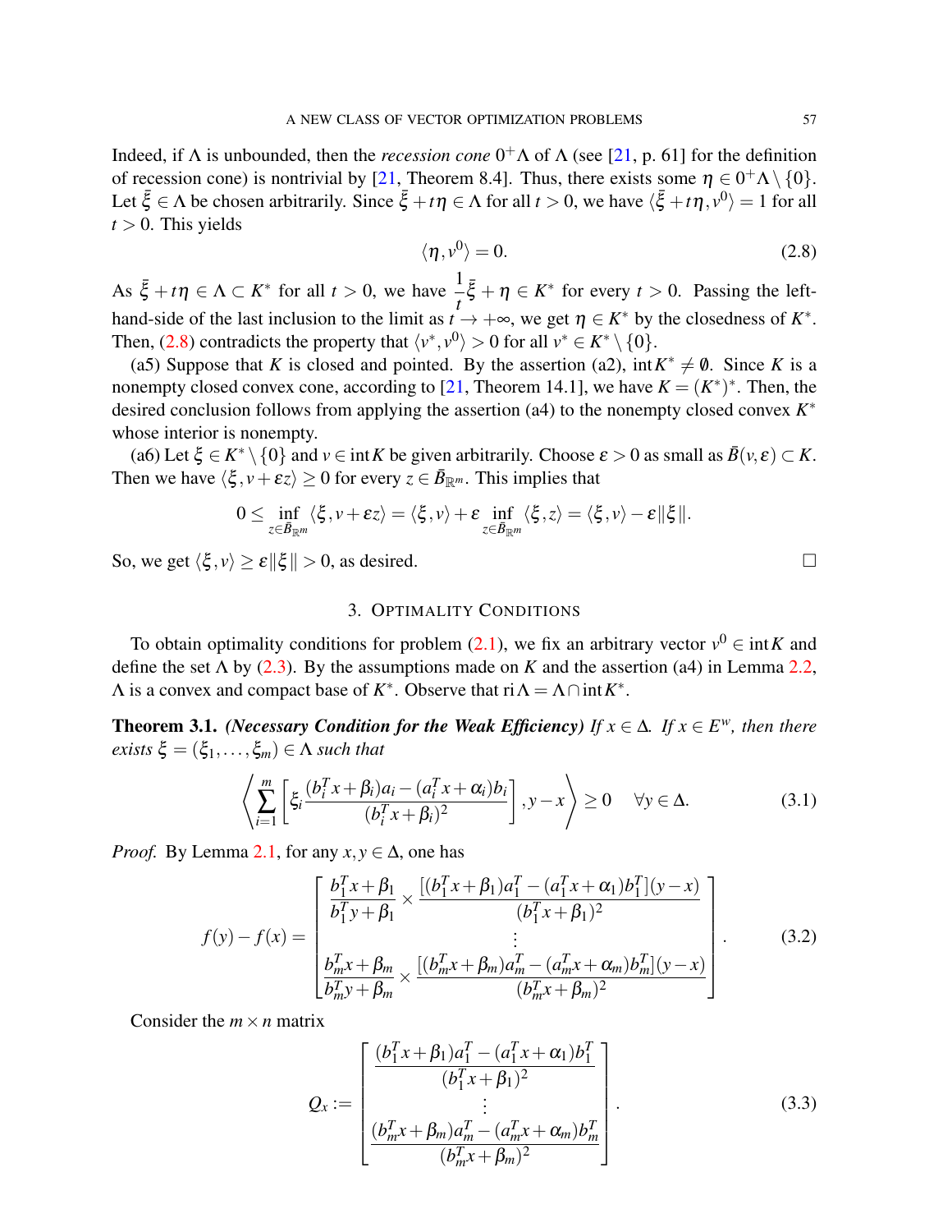Indeed, if $\Lambda$ is unbounded, then the *recession cone* $0^+\Lambda$ of $\Lambda$ (see [21, p. 61] for the definition of recession cone) is nontrivial by [21, Theorem 8.4]. Thus, there exists some $\eta \in 0^+\Lambda \setminus \{0\}$. Let $\bar{\xi} \in \Lambda$ be chosen arbitrarily. Since $\bar{\xi} + t\eta \in \Lambda$ for all $t > 0$, we have $\langle \bar{\xi} + t\eta, v^0\rangle = 1$ for all $t > 0$. This yields

$$\langle \eta, v^0\rangle = 0. \tag{2.8}$$

As $\bar{\xi} + t\eta \in \Lambda \subset K^*$ for all $t > 0$, we have $\dfrac{1}{t}\bar{\xi} + \eta \in K^*$ for every $t > 0$. Passing the left-hand-side of the last inclusion to the limit as $t \to +\infty$, we get $\eta \in K^*$ by the closedness of $K^*$. Then, (2.8) contradicts the property that $\langle v^*, v^0\rangle > 0$ for all $v^* \in K^* \setminus \{0\}$.

(a5) Suppose that $K$ is closed and pointed. By the assertion (a2), $\operatorname{int} K^* \neq \emptyset$. Since $K$ is a nonempty closed convex cone, according to [21, Theorem 14.1], we have $K = (K^*)^*$. Then, the desired conclusion follows from applying the assertion (a4) to the nonempty closed convex $K^*$ whose interior is nonempty.

(a6) Let $\xi \in K^* \setminus \{0\}$ and $v \in \operatorname{int} K$ be given arbitrarily. Choose $\varepsilon > 0$ as small as $\bar{B}(v, \varepsilon) \subset K$. Then we have $\langle \xi, v + \varepsilon z\rangle \geq 0$ for every $z \in \bar{B}_{\mathbb{R}^m}$. This implies that

$$0 \leq \inf_{z \in \bar{B}_{\mathbb{R}^m}} \langle \xi, v + \varepsilon z\rangle = \langle \xi, v\rangle + \varepsilon \inf_{z \in \bar{B}_{\mathbb{R}^m}} \langle \xi, z\rangle = \langle \xi, v\rangle - \varepsilon \|\xi\|.$$

So, we get $\langle \xi, v\rangle \geq \varepsilon \|\xi\| > 0$, as desired. $\square$

## 3. Optimality Conditions

To obtain optimality conditions for problem (2.1), we fix an arbitrary vector $v^0 \in \operatorname{int} K$ and define the set $\Lambda$ by (2.3). By the assumptions made on $K$ and the assertion (a4) in Lemma 2.2, $\Lambda$ is a convex and compact base of $K^*$. Observe that $\operatorname{ri} \Lambda = \Lambda \cap \operatorname{int} K^*$.

**Theorem 3.1.** ***(Necessary Condition for the Weak Efficiency)*** *If $x \in \Delta$. If $x \in E^w$, then there exists $\xi = (\xi_1, \ldots, \xi_m) \in \Lambda$ such that*

$$\left\langle \sum_{i=1}^{m} \left[ \xi_i \frac{(b_i^T x + \beta_i) a_i - (a_i^T x + \alpha_i) b_i}{(b_i^T x + \beta_i)^2} \right], y - x \right\rangle \geq 0 \quad \forall y \in \Delta. \tag{3.1}$$

*Proof.* By Lemma 2.1, for any $x, y \in \Delta$, one has

$$f(y) - f(x) = \begin{bmatrix} \dfrac{b_1^T x + \beta_1}{b_1^T y + \beta_1} \times \dfrac{[(b_1^T x + \beta_1) a_1^T - (a_1^T x + \alpha_1) b_1^T](y - x)}{(b_1^T x + \beta_1)^2} \\ \vdots \\ \dfrac{b_m^T x + \beta_m}{b_m^T y + \beta_m} \times \dfrac{[(b_m^T x + \beta_m) a_m^T - (a_m^T x + \alpha_m) b_m^T](y - x)}{(b_m^T x + \beta_m)^2} \end{bmatrix}. \tag{3.2}$$

Consider the $m \times n$ matrix

$$Q_x := \begin{bmatrix} \dfrac{(b_1^T x + \beta_1) a_1^T - (a_1^T x + \alpha_1) b_1^T}{(b_1^T x + \beta_1)^2} \\ \vdots \\ \dfrac{(b_m^T x + \beta_m) a_m^T - (a_m^T x + \alpha_m) b_m^T}{(b_m^T x + \beta_m)^2} \end{bmatrix}. \tag{3.3}$$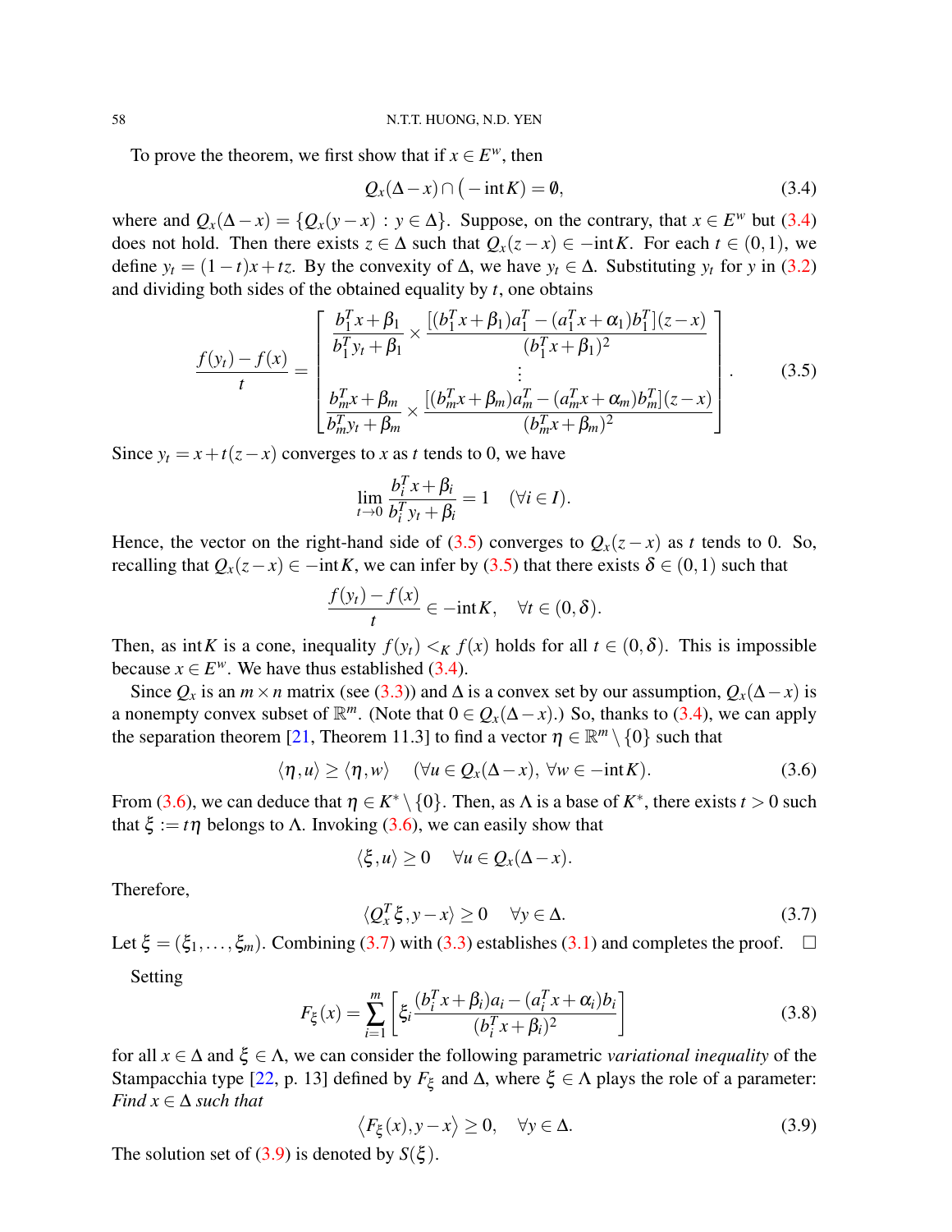To prove the theorem, we first show that if $x \in E^w$, then

$$Q_x(\Delta - x) \cap \big(-\operatorname{int} K\big) = \emptyset, \tag{3.4}$$

where and $Q_x(\Delta - x) = \{Q_x(y-x) : y \in \Delta\}$. Suppose, on the contrary, that $x \in E^w$ but (3.4) does not hold. Then there exists $z \in \Delta$ such that $Q_x(z-x) \in -\operatorname{int} K$. For each $t \in (0,1)$, we define $y_t = (1-t)x + tz$. By the convexity of $\Delta$, we have $y_t \in \Delta$. Substituting $y_t$ for $y$ in (3.2) and dividing both sides of the obtained equality by $t$, one obtains

$$\frac{f(y_t) - f(x)}{t} = \begin{bmatrix} \dfrac{b_1^T x + \beta_1}{b_1^T y_t + \beta_1} \times \dfrac{[(b_1^T x + \beta_1)a_1^T - (a_1^T x + \alpha_1)b_1^T](z-x)}{(b_1^T x + \beta_1)^2} \\ \vdots \\ \dfrac{b_m^T x + \beta_m}{b_m^T y_t + \beta_m} \times \dfrac{[(b_m^T x + \beta_m)a_m^T - (a_m^T x + \alpha_m)b_m^T](z-x)}{(b_m^T x + \beta_m)^2} \end{bmatrix}. \tag{3.5}$$

Since $y_t = x + t(z-x)$ converges to $x$ as $t$ tends to 0, we have

$$\lim_{t \to 0} \frac{b_i^T x + \beta_i}{b_i^T y_t + \beta_i} = 1 \quad (\forall i \in I).$$

Hence, the vector on the right-hand side of (3.5) converges to $Q_x(z-x)$ as $t$ tends to 0. So, recalling that $Q_x(z-x) \in -\operatorname{int} K$, we can infer by (3.5) that there exists $\delta \in (0,1)$ such that

$$\frac{f(y_t) - f(x)}{t} \in -\operatorname{int} K, \quad \forall t \in (0, \delta).$$

Then, as $\operatorname{int} K$ is a cone, inequality $f(y_t) <_K f(x)$ holds for all $t \in (0, \delta)$. This is impossible because $x \in E^w$. We have thus established (3.4).

Since $Q_x$ is an $m \times n$ matrix (see (3.3)) and $\Delta$ is a convex set by our assumption, $Q_x(\Delta - x)$ is a nonempty convex subset of $\mathbb{R}^m$. (Note that $0 \in Q_x(\Delta - x)$.) So, thanks to (3.4), we can apply the separation theorem [21, Theorem 11.3] to find a vector $\eta \in \mathbb{R}^m \setminus \{0\}$ such that

$$\langle \eta, u \rangle \geq \langle \eta, w \rangle \quad (\forall u \in Q_x(\Delta - x), \ \forall w \in -\operatorname{int} K). \tag{3.6}$$

From (3.6), we can deduce that $\eta \in K^* \setminus \{0\}$. Then, as $\Lambda$ is a base of $K^*$, there exists $t > 0$ such that $\xi := t\eta$ belongs to $\Lambda$. Invoking (3.6), we can easily show that

$$\langle \xi, u \rangle \geq 0 \quad \forall u \in Q_x(\Delta - x).$$

Therefore,

$$\langle Q_x^T \xi, y - x \rangle \geq 0 \quad \forall y \in \Delta. \tag{3.7}$$

Let $\xi = (\xi_1, \ldots, \xi_m)$. Combining (3.7) with (3.3) establishes (3.1) and completes the proof. $\square$

Setting

$$F_\xi(x) = \sum_{i=1}^{m} \left[ \xi_i \frac{(b_i^T x + \beta_i)a_i - (a_i^T x + \alpha_i)b_i}{(b_i^T x + \beta_i)^2} \right] \tag{3.8}$$

for all $x \in \Delta$ and $\xi \in \Lambda$, we can consider the following parametric *variational inequality* of the Stampacchia type [22, p. 13] defined by $F_\xi$ and $\Delta$, where $\xi \in \Lambda$ plays the role of a parameter: *Find $x \in \Delta$ such that*

$$\big\langle F_\xi(x), y - x \big\rangle \geq 0, \quad \forall y \in \Delta. \tag{3.9}$$

The solution set of (3.9) is denoted by $S(\xi)$.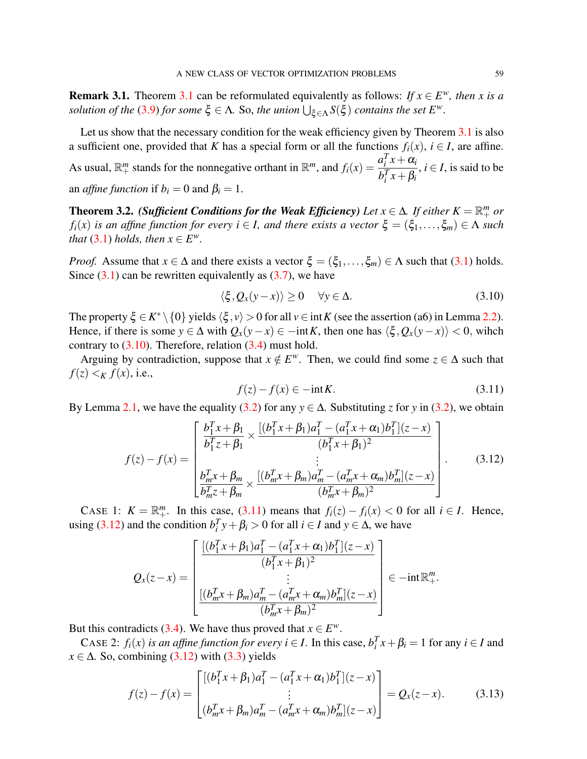**Remark 3.1.** Theorem 3.1 can be reformulated equivalently as follows: *If $x \in E^w$, then $x$ is a solution of the* (3.9) *for some* $\xi \in \Lambda$. So, *the union* $\bigcup_{\xi\in\Lambda} S(\xi)$ *contains the set* $E^w$.

Let us show that the necessary condition for the weak efficiency given by Theorem 3.1 is also a sufficient one, provided that $K$ has a special form or all the functions $f_i(x)$, $i \in I$, are affine. As usual, $\mathbb{R}^m_+$ stands for the nonnegative orthant in $\mathbb{R}^m$, and $f_i(x) = \dfrac{a_i^T x + \alpha_i}{b_i^T x + \beta_i}$, $i \in I$, is said to be an *affine function* if $b_i = 0$ and $\beta_i = 1$.

**Theorem 3.2.** ***(Sufficient Conditions for the Weak Efficiency)*** *Let $x \in \Delta$. If either $K = \mathbb{R}^m_+$ or $f_i(x)$ is an affine function for every $i \in I$, and there exists a vector $\xi = (\xi_1, \dots, \xi_m) \in \Lambda$ such that* (3.1) *holds, then $x \in E^w$.*

*Proof.* Assume that $x \in \Delta$ and there exists a vector $\xi = (\xi_1, \dots, \xi_m) \in \Lambda$ such that (3.1) holds. Since (3.1) can be rewritten equivalently as (3.7), we have

$$\langle \xi, Q_x(y-x) \rangle \geq 0 \quad \forall y \in \Delta. \tag{3.10}$$

The property $\xi \in K^* \setminus \{0\}$ yields $\langle \xi, v \rangle > 0$ for all $v \in \operatorname{int} K$ (see the assertion (a6) in Lemma 2.2). Hence, if there is some $y \in \Delta$ with $Q_x(y-x) \in -\operatorname{int} K$, then one has $\langle \xi, Q_x(y-x) \rangle < 0$, wihch contrary to (3.10). Therefore, relation (3.4) must hold.

Arguing by contradiction, suppose that $x \notin E^w$. Then, we could find some $z \in \Delta$ such that $f(z) <_K f(x)$, i.e.,

$$f(z) - f(x) \in -\operatorname{int} K. \tag{3.11}$$

By Lemma 2.1, we have the equality (3.2) for any $y \in \Delta$. Substituting $z$ for $y$ in (3.2), we obtain

$$f(z) - f(x) = \begin{bmatrix} \dfrac{b_1^T x + \beta_1}{b_1^T z + \beta_1} \times \dfrac{[(b_1^T x + \beta_1)a_1^T - (a_1^T x + \alpha_1)b_1^T](z-x)}{(b_1^T x + \beta_1)^2} \\ \vdots \\ \dfrac{b_m^T x + \beta_m}{b_m^T z + \beta_m} \times \dfrac{[(b_m^T x + \beta_m)a_m^T - (a_m^T x + \alpha_m)b_m^T](z-x)}{(b_m^T x + \beta_m)^2} \end{bmatrix}. \tag{3.12}$$

CASE 1: $K = \mathbb{R}^m_+$. In this case, (3.11) means that $f_i(z) - f_i(x) < 0$ for all $i \in I$. Hence, using (3.12) and the condition $b_i^T y + \beta_i > 0$ for all $i \in I$ and $y \in \Delta$, we have

$$Q_x(z-x) = \begin{bmatrix} \dfrac{[(b_1^T x + \beta_1)a_1^T - (a_1^T x + \alpha_1)b_1^T](z-x)}{(b_1^T x + \beta_1)^2} \\ \vdots \\ \dfrac{[(b_m^T x + \beta_m)a_m^T - (a_m^T x + \alpha_m)b_m^T](z-x)}{(b_m^T x + \beta_m)^2} \end{bmatrix} \in -\operatorname{int} \mathbb{R}^m_+.$$

But this contradicts (3.4). We have thus proved that $x \in E^w$.

CASE 2: *$f_i(x)$ is an affine function for every $i \in I$.* In this case, $b_i^T x + \beta_i = 1$ for any $i \in I$ and $x \in \Delta$. So, combining (3.12) with (3.3) yields

$$f(z) - f(x) = \begin{bmatrix} [(b_1^T x + \beta_1)a_1^T - (a_1^T x + \alpha_1)b_1^T](z-x) \\ \vdots \\ (b_m^T x + \beta_m)a_m^T - (a_m^T x + \alpha_m)b_m^T](z-x) \end{bmatrix} = Q_x(z-x). \tag{3.13}$$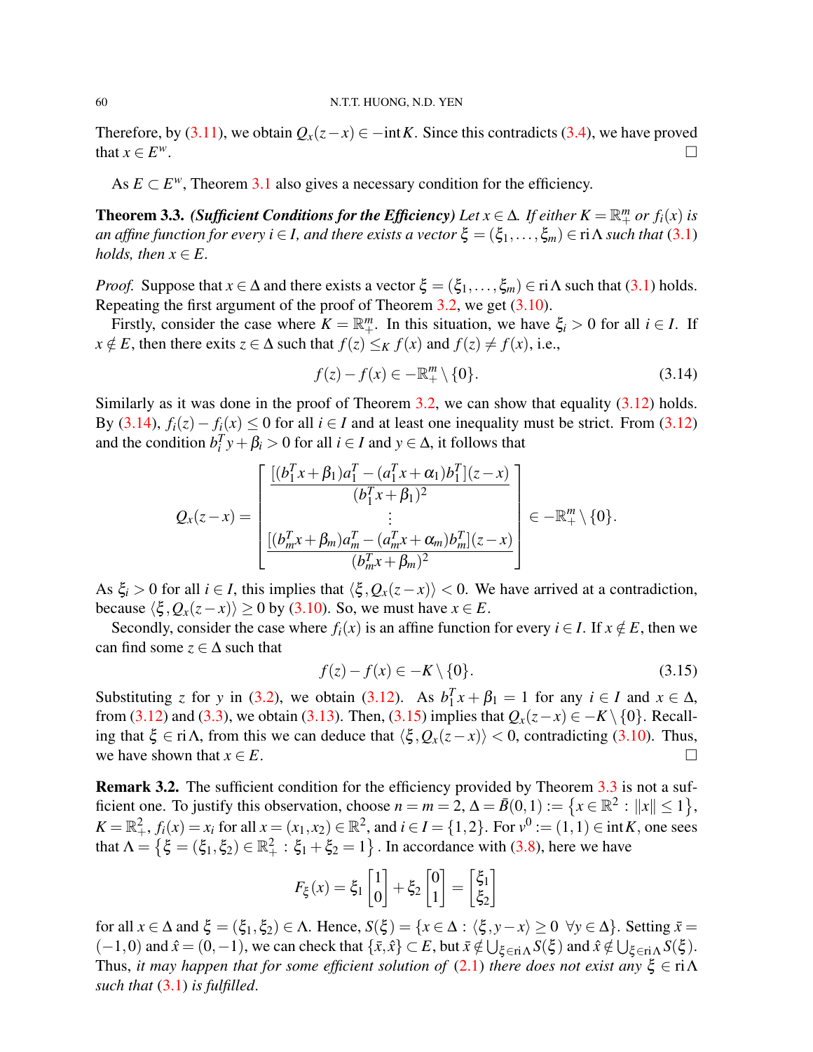Therefore, by (3.11), we obtain $Q_x(z-x) \in -\text{int}\,K$. Since this contradicts (3.4), we have proved that $x \in E^w$. $\square$

As $E \subset E^w$, Theorem 3.1 also gives a necessary condition for the efficiency.

**Theorem 3.3.** ***(Sufficient Conditions for the Efficiency)*** *Let $x \in \Delta$. If either $K = \mathbb{R}^m_+$ or $f_i(x)$ is an affine function for every $i \in I$, and there exists a vector $\xi = (\xi_1, \ldots, \xi_m) \in \text{ri}\,\Lambda$ such that (3.1) holds, then $x \in E$.*

*Proof.* Suppose that $x \in \Delta$ and there exists a vector $\xi = (\xi_1, \ldots, \xi_m) \in \text{ri}\,\Lambda$ such that (3.1) holds. Repeating the first argument of the proof of Theorem 3.2, we get (3.10).

Firstly, consider the case where $K = \mathbb{R}^m_+$. In this situation, we have $\xi_i > 0$ for all $i \in I$. If $x \notin E$, then there exits $z \in \Delta$ such that $f(z) \leq_K f(x)$ and $f(z) \neq f(x)$, i.e.,

$$f(z) - f(x) \in -\mathbb{R}^m_+ \setminus \{0\}. \tag{3.14}$$

Similarly as it was done in the proof of Theorem 3.2, we can show that equality (3.12) holds. By (3.14), $f_i(z) - f_i(x) \leq 0$ for all $i \in I$ and at least one inequality must be strict. From (3.12) and the condition $b_i^T y + \beta_i > 0$ for all $i \in I$ and $y \in \Delta$, it follows that

$$Q_x(z-x) = \begin{bmatrix} \dfrac{[(b_1^T x + \beta_1)a_1^T - (a_1^T x + \alpha_1)b_1^T](z-x)}{(b_1^T x + \beta_1)^2} \\ \vdots \\ \dfrac{[(b_m^T x + \beta_m)a_m^T - (a_m^T x + \alpha_m)b_m^T](z-x)}{(b_m^T x + \beta_m)^2} \end{bmatrix} \in -\mathbb{R}^m_+ \setminus \{0\}.$$

As $\xi_i > 0$ for all $i \in I$, this implies that $\langle \xi, Q_x(z-x) \rangle < 0$. We have arrived at a contradiction, because $\langle \xi, Q_x(z-x) \rangle \geq 0$ by (3.10). So, we must have $x \in E$.

Secondly, consider the case where $f_i(x)$ is an affine function for every $i \in I$. If $x \notin E$, then we can find some $z \in \Delta$ such that

$$f(z) - f(x) \in -K \setminus \{0\}. \tag{3.15}$$

Substituting $z$ for $y$ in (3.2), we obtain (3.12). As $b_1^T x + \beta_1 = 1$ for any $i \in I$ and $x \in \Delta$, from (3.12) and (3.3), we obtain (3.13). Then, (3.15) implies that $Q_x(z-x) \in -K \setminus \{0\}$. Recalling that $\xi \in \text{ri}\,\Lambda$, from this we can deduce that $\langle \xi, Q_x(z-x) \rangle < 0$, contradicting (3.10). Thus, we have shown that $x \in E$. $\square$

**Remark 3.2.** The sufficient condition for the efficiency provided by Theorem 3.3 is not a sufficient one. To justify this observation, choose $n = m = 2$, $\Delta = \bar{B}(0,1) := \{x \in \mathbb{R}^2 : \|x\| \leq 1\}$, $K = \mathbb{R}^2_+$, $f_i(x) = x_i$ for all $x = (x_1, x_2) \in \mathbb{R}^2$, and $i \in I = \{1, 2\}$. For $v^0 := (1,1) \in \text{int}\,K$, one sees that $\Lambda = \{\xi = (\xi_1, \xi_2) \in \mathbb{R}^2_+ : \xi_1 + \xi_2 = 1\}$. In accordance with (3.8), here we have

$$F_\xi(x) = \xi_1 \begin{bmatrix} 1 \\ 0 \end{bmatrix} + \xi_2 \begin{bmatrix} 0 \\ 1 \end{bmatrix} = \begin{bmatrix} \xi_1 \\ \xi_2 \end{bmatrix}$$

for all $x \in \Delta$ and $\xi = (\xi_1, \xi_2) \in \Lambda$. Hence, $S(\xi) = \{x \in \Delta : \langle \xi, y - x \rangle \geq 0 \ \ \forall y \in \Delta\}$. Setting $\bar{x} = (-1, 0)$ and $\hat{x} = (0, -1)$, we can check that $\{\bar{x}, \hat{x}\} \subset E$, but $\bar{x} \notin \bigcup_{\xi \in \text{ri}\,\Lambda} S(\xi)$ and $\hat{x} \notin \bigcup_{\xi \in \text{ri}\,\Lambda} S(\xi)$. Thus, *it may happen that for some efficient solution of* (2.1) *there does not exist any $\xi \in \text{ri}\,\Lambda$ such that* (3.1) *is fulfilled.*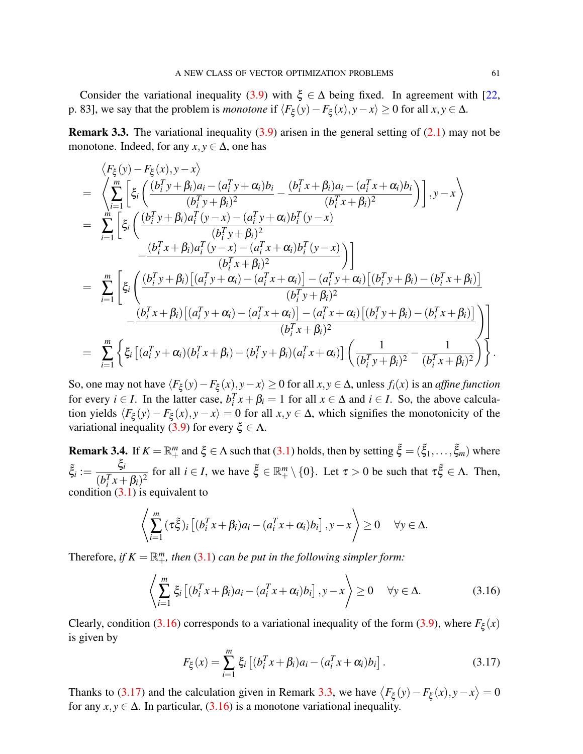Consider the variational inequality (3.9) with $\xi \in \Delta$ being fixed. In agreement with [22, p. 83], we say that the problem is *monotone* if $\langle F_\xi(y) - F_\xi(x), y - x\rangle \geq 0$ for all $x, y \in \Delta$.

**Remark 3.3.** The variational inequality (3.9) arisen in the general setting of (2.1) may not be monotone. Indeed, for any $x, y \in \Delta$, one has

$$
\begin{aligned}
&\langle F_\xi(y) - F_\xi(x), y - x\rangle \\
= \;& \left\langle \sum_{i=1}^m \left[\xi_i \left( \frac{(b_i^T y + \beta_i)a_i - (a_i^T y + \alpha_i)b_i}{(b_i^T y + \beta_i)^2} - \frac{(b_i^T x + \beta_i)a_i - (a_i^T x + \alpha_i)b_i}{(b_i^T x + \beta_i)^2}\right)\right], y - x \right\rangle \\
= \;& \sum_{i=1}^m \left[\xi_i \left( \frac{(b_i^T y + \beta_i)a_i^T(y-x) - (a_i^T y + \alpha_i)b_i^T(y-x)}{(b_i^T y + \beta_i)^2} \right.\right. \\
& \left.\left. - \frac{(b_i^T x + \beta_i)a_i^T(y-x) - (a_i^T x + \alpha_i)b_i^T(y-x)}{(b_i^T x + \beta_i)^2}\right)\right] \\
= \;& \sum_{i=1}^m \left[\xi_i \left( \frac{(b_i^T y + \beta_i)\left[(a_i^T y + \alpha_i) - (a_i^T x + \alpha_i)\right] - (a_i^T y + \alpha_i)\left[(b_i^T y + \beta_i) - (b_i^T x + \beta_i)\right]}{(b_i^T y + \beta_i)^2} \right.\right. \\
& \left.\left. - \frac{(b_i^T x + \beta_i)\left[(a_i^T y + \alpha_i) - (a_i^T x + \alpha_i)\right] - (a_i^T x + \alpha_i)\left[(b_i^T y + \beta_i) - (b_i^T x + \beta_i)\right]}{(b_i^T x + \beta_i)^2}\right)\right] \\
= \;& \sum_{i=1}^m \left\{ \xi_i \left[(a_i^T y + \alpha_i)(b_i^T x + \beta_i) - (b_i^T y + \beta_i)(a_i^T x + \alpha_i)\right] \left(\frac{1}{(b_i^T y + \beta_i)^2} - \frac{1}{(b_i^T x + \beta_i)^2}\right)\right\}.
\end{aligned}
$$

So, one may not have $\langle F_\xi(y) - F_\xi(x), y - x\rangle \geq 0$ for all $x, y \in \Delta$, unless $f_i(x)$ is an *affine function* for every $i \in I$. In the latter case, $b_i^T x + \beta_i = 1$ for all $x \in \Delta$ and $i \in I$. So, the above calculation yields $\langle F_\xi(y) - F_\xi(x), y - x\rangle = 0$ for all $x, y \in \Delta$, which signifies the monotonicity of the variational inequality (3.9) for every $\xi \in \Lambda$.

**Remark 3.4.** If $K = \mathbb{R}^m_+$ and $\xi \in \Lambda$ such that (3.1) holds, then by setting $\tilde{\xi} = (\tilde{\xi}_1, \ldots, \tilde{\xi}_m)$ where $\tilde{\xi}_i := \dfrac{\xi_i}{(b_i^T x + \beta_i)^2}$ for all $i \in I$, we have $\tilde{\xi} \in \mathbb{R}^m_+ \setminus \{0\}$. Let $\tau > 0$ be such that $\tau\tilde{\xi} \in \Lambda$. Then, condition (3.1) is equivalent to

$$
\left\langle \sum_{i=1}^m (\tau\tilde{\xi})_i \left[(b_i^T x + \beta_i)a_i - (a_i^T x + \alpha_i)b_i\right], y - x \right\rangle \geq 0 \quad \forall y \in \Delta.
$$

Therefore, *if $K = \mathbb{R}^m_+$, then* (3.1) *can be put in the following simpler form:*

$$
\left\langle \sum_{i=1}^m \xi_i \left[(b_i^T x + \beta_i)a_i - (a_i^T x + \alpha_i)b_i\right], y - x \right\rangle \geq 0 \quad \forall y \in \Delta. \tag{3.16}
$$

Clearly, condition (3.16) corresponds to a variational inequality of the form (3.9), where $F_\xi(x)$ is given by

$$
F_\xi(x) = \sum_{i=1}^m \xi_i \left[(b_i^T x + \beta_i)a_i - (a_i^T x + \alpha_i)b_i\right]. \tag{3.17}
$$

Thanks to (3.17) and the calculation given in Remark 3.3, we have $\langle F_\xi(y) - F_\xi(x), y - x\rangle = 0$ for any $x, y \in \Delta$. In particular, (3.16) is a monotone variational inequality.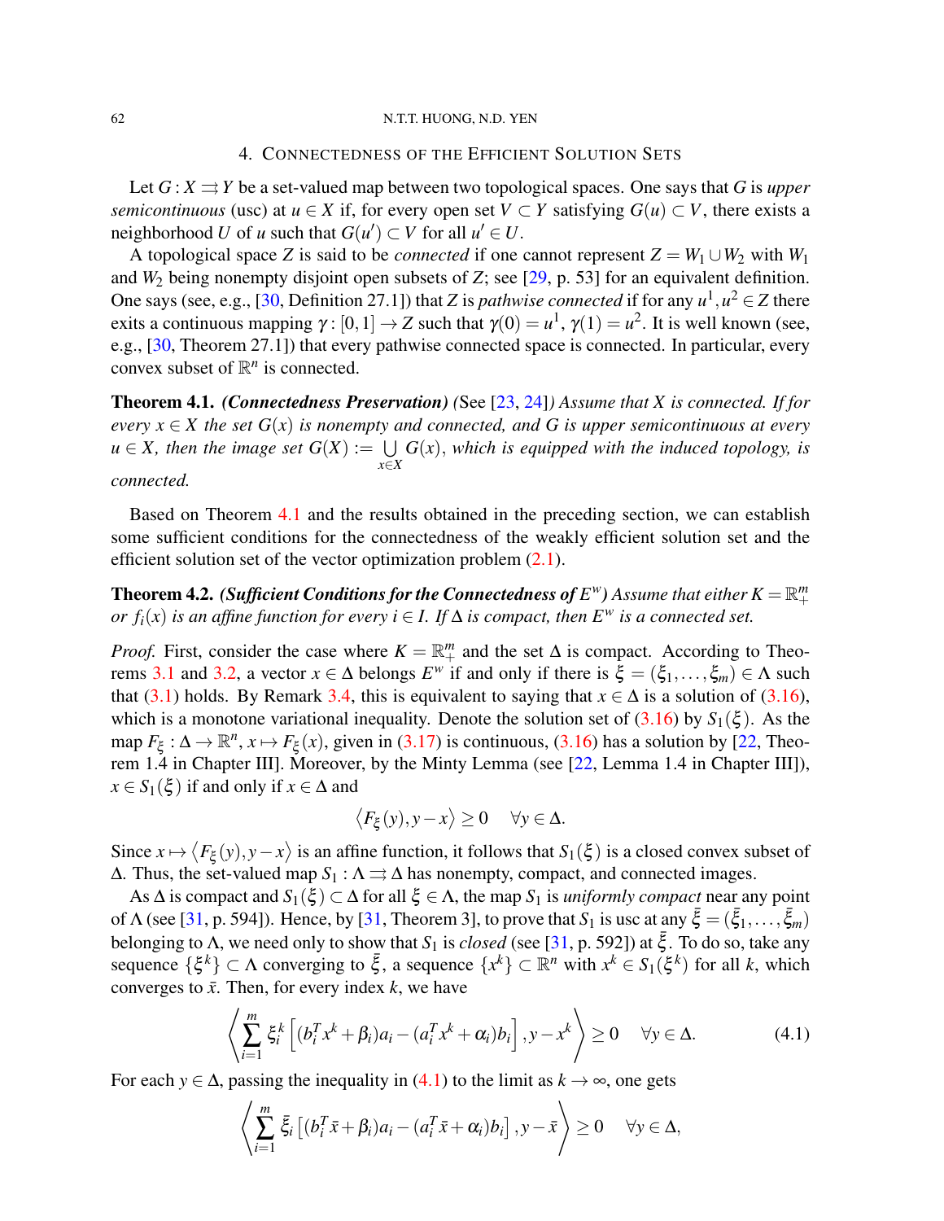## 4. Connectedness of the Efficient Solution Sets

Let $G : X \rightrightarrows Y$ be a set-valued map between two topological spaces. One says that $G$ is *upper semicontinuous* (usc) at $u \in X$ if, for every open set $V \subset Y$ satisfying $G(u) \subset V$, there exists a neighborhood $U$ of $u$ such that $G(u') \subset V$ for all $u' \in U$.

A topological space $Z$ is said to be *connected* if one cannot represent $Z = W_1 \cup W_2$ with $W_1$ and $W_2$ being nonempty disjoint open subsets of $Z$; see [29, p. 53] for an equivalent definition. One says (see, e.g., [30, Definition 27.1]) that $Z$ is *pathwise connected* if for any $u^1, u^2 \in Z$ there exits a continuous mapping $\gamma : [0,1] \to Z$ such that $\gamma(0) = u^1$, $\gamma(1) = u^2$. It is well known (see, e.g., [30, Theorem 27.1]) that every pathwise connected space is connected. In particular, every convex subset of $\mathbb{R}^n$ is connected.

**Theorem 4.1.** ***(Connectedness Preservation)*** (See [23, 24]) *Assume that $X$ is connected. If for every $x \in X$ the set $G(x)$ is nonempty and connected, and $G$ is upper semicontinuous at every $u \in X$, then the image set $G(X) := \bigcup\limits_{x \in X} G(x)$, which is equipped with the induced topology, is connected.*

Based on Theorem 4.1 and the results obtained in the preceding section, we can establish some sufficient conditions for the connectedness of the weakly efficient solution set and the efficient solution set of the vector optimization problem (2.1).

**Theorem 4.2.** ***(Sufficient Conditions for the Connectedness of $E^w$)*** *Assume that either $K = \mathbb{R}^m_+$ or $f_i(x)$ is an affine function for every $i \in I$. If $\Delta$ is compact, then $E^w$ is a connected set.*

*Proof.* First, consider the case where $K = \mathbb{R}^m_+$ and the set $\Delta$ is compact. According to Theorems 3.1 and 3.2, a vector $x \in \Delta$ belongs $E^w$ if and only if there is $\xi = (\xi_1, \dots, \xi_m) \in \Lambda$ such that (3.1) holds. By Remark 3.4, this is equivalent to saying that $x \in \Delta$ is a solution of (3.16), which is a monotone variational inequality. Denote the solution set of (3.16) by $S_1(\xi)$. As the map $F_\xi : \Delta \to \mathbb{R}^n$, $x \mapsto F_\xi(x)$, given in (3.17) is continuous, (3.16) has a solution by [22, Theorem 1.4 in Chapter III]. Moreover, by the Minty Lemma (see [22, Lemma 1.4 in Chapter III]), $x \in S_1(\xi)$ if and only if $x \in \Delta$ and

$$\langle F_\xi(y), y - x \rangle \geq 0 \quad \forall y \in \Delta.$$

Since $x \mapsto \langle F_\xi(y), y - x \rangle$ is an affine function, it follows that $S_1(\xi)$ is a closed convex subset of $\Delta$. Thus, the set-valued map $S_1 : \Lambda \rightrightarrows \Delta$ has nonempty, compact, and connected images.

As $\Delta$ is compact and $S_1(\xi) \subset \Delta$ for all $\xi \in \Lambda$, the map $S_1$ is *uniformly compact* near any point of $\Lambda$ (see [31, p. 594]). Hence, by [31, Theorem 3], to prove that $S_1$ is usc at any $\bar{\xi} = (\bar{\xi}_1, \dots, \bar{\xi}_m)$ belonging to $\Lambda$, we need only to show that $S_1$ is *closed* (see [31, p. 592]) at $\bar{\xi}$. To do so, take any sequence $\{\xi^k\} \subset \Lambda$ converging to $\bar{\xi}$, a sequence $\{x^k\} \subset \mathbb{R}^n$ with $x^k \in S_1(\xi^k)$ for all $k$, which converges to $\bar{x}$. Then, for every index $k$, we have

$$\left\langle \sum_{i=1}^{m} \xi_i^k \left[ (b_i^T x^k + \beta_i) a_i - (a_i^T x^k + \alpha_i) b_i \right], y - x^k \right\rangle \geq 0 \quad \forall y \in \Delta. \tag{4.1}$$

For each $y \in \Delta$, passing the inequality in (4.1) to the limit as $k \to \infty$, one gets

$$\left\langle \sum_{i=1}^{m} \bar{\xi}_i \left[ (b_i^T \bar{x} + \beta_i) a_i - (a_i^T \bar{x} + \alpha_i) b_i \right], y - \bar{x} \right\rangle \geq 0 \quad \forall y \in \Delta,$$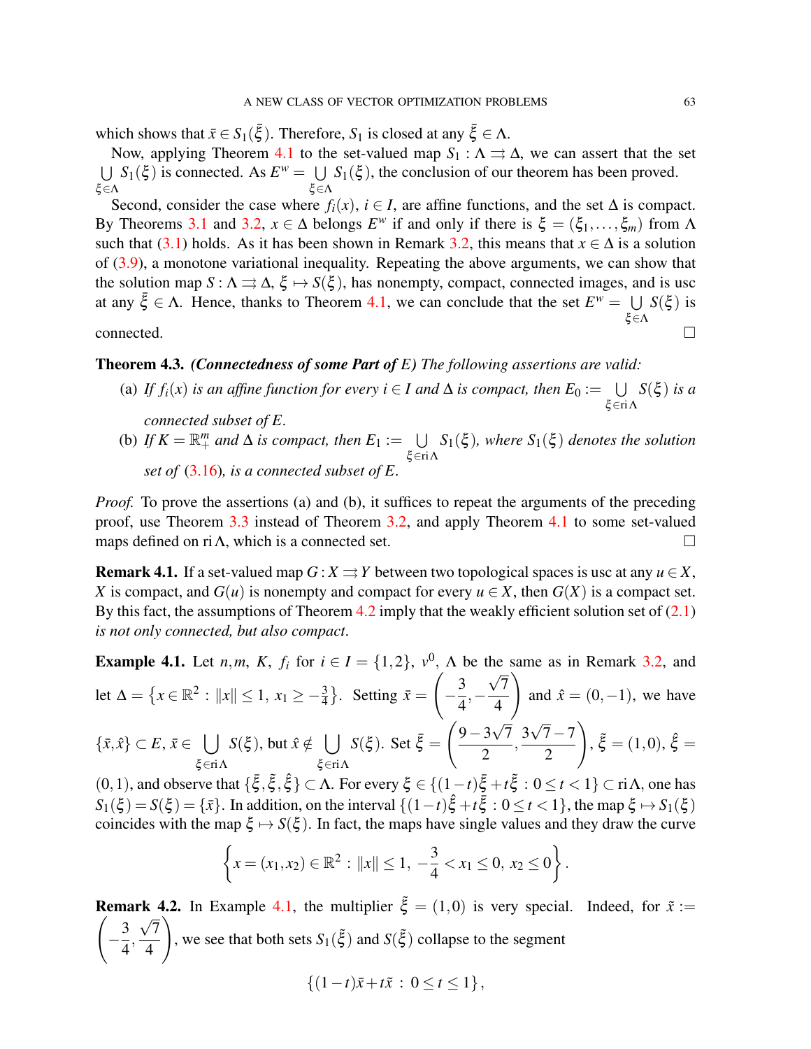which shows that $\bar{x} \in S_1(\bar{\xi})$. Therefore, $S_1$ is closed at any $\bar{\xi} \in \Lambda$.

Now, applying Theorem 4.1 to the set-valued map $S_1 : \Lambda \rightrightarrows \Delta$, we can assert that the set $\bigcup_{\xi \in \Lambda} S_1(\xi)$ is connected. As $E^w = \bigcup_{\xi \in \Lambda} S_1(\xi)$, the conclusion of our theorem has been proved.

Second, consider the case where $f_i(x)$, $i \in I$, are affine functions, and the set $\Delta$ is compact. By Theorems 3.1 and 3.2, $x \in \Delta$ belongs $E^w$ if and only if there is $\xi = (\xi_1, \ldots, \xi_m)$ from $\Lambda$ such that (3.1) holds. As it has been shown in Remark 3.2, this means that $x \in \Delta$ is a solution of (3.9), a monotone variational inequality. Repeating the above arguments, we can show that the solution map $S : \Lambda \rightrightarrows \Delta$, $\xi \mapsto S(\xi)$, has nonempty, compact, connected images, and is usc at any $\bar{\xi} \in \Lambda$. Hence, thanks to Theorem 4.1, we can conclude that the set $E^w = \bigcup_{\xi \in \Lambda} S(\xi)$ is connected. $\square$

**Theorem 4.3.** *(Connectedness of some Part of $E$) The following assertions are valid:*

(a) *If $f_i(x)$ is an affine function for every $i \in I$ and $\Delta$ is compact, then $E_0 := \bigcup_{\xi \in \operatorname{ri} \Lambda} S(\xi)$ is a connected subset of $E$.*

(b) *If $K = \mathbb{R}^m_+$ and $\Delta$ is compact, then $E_1 := \bigcup_{\xi \in \operatorname{ri} \Lambda} S_1(\xi)$, where $S_1(\xi)$ denotes the solution set of (3.16), is a connected subset of $E$.*

*Proof.* To prove the assertions (a) and (b), it suffices to repeat the arguments of the preceding proof, use Theorem 3.3 instead of Theorem 3.2, and apply Theorem 4.1 to some set-valued maps defined on $\operatorname{ri} \Lambda$, which is a connected set. $\square$

**Remark 4.1.** If a set-valued map $G : X \rightrightarrows Y$ between two topological spaces is usc at any $u \in X$, $X$ is compact, and $G(u)$ is nonempty and compact for every $u \in X$, then $G(X)$ is a compact set. By this fact, the assumptions of Theorem 4.2 imply that the weakly efficient solution set of (2.1) *is not only connected, but also compact*.

**Example 4.1.** Let $n, m$, $K$, $f_i$ for $i \in I = \{1, 2\}$, $v^0$, $\Lambda$ be the same as in Remark 3.2, and let $\Delta = \left\{x \in \mathbb{R}^2 \,:\, \|x\| \leq 1,\, x_1 \geq -\frac{3}{4}\right\}$. Setting $\bar{x} = \left(-\dfrac{3}{4}, -\dfrac{\sqrt{7}}{4}\right)$ and $\hat{x} = (0, -1)$, we have $\{\bar{x}, \hat{x}\} \subset E$, $\bar{x} \in \bigcup_{\xi \in \operatorname{ri} \Lambda} S(\xi)$, but $\hat{x} \notin \bigcup_{\xi \in \operatorname{ri} \Lambda} S(\xi)$. Set $\bar{\xi} = \left(\dfrac{9 - 3\sqrt{7}}{2}, \dfrac{3\sqrt{7} - 7}{2}\right)$, $\tilde{\xi} = (1, 0)$, $\hat{\xi} = (0, 1)$, and observe that $\{\bar{\xi}, \tilde{\xi}, \hat{\xi}\} \subset \Lambda$. For every $\xi \in \{(1-t)\bar{\xi} + t\tilde{\xi} \,:\, 0 \leq t < 1\} \subset \operatorname{ri} \Lambda$, one has $S_1(\xi) = S(\xi) = \{\bar{x}\}$. In addition, on the interval $\{(1-t)\hat{\xi} + t\bar{\xi} \,:\, 0 \leq t < 1\}$, the map $\xi \mapsto S_1(\xi)$ coincides with the map $\xi \mapsto S(\xi)$. In fact, the maps have single values and they draw the curve

$$\left\{x = (x_1, x_2) \in \mathbb{R}^2 \,:\, \|x\| \leq 1,\, -\frac{3}{4} < x_1 \leq 0,\, x_2 \leq 0\right\}.$$

**Remark 4.2.** In Example 4.1, the multiplier $\tilde{\xi} = (1, 0)$ is very special. Indeed, for $\tilde{x} := \left(-\dfrac{3}{4}, \dfrac{\sqrt{7}}{4}\right)$, we see that both sets $S_1(\tilde{\xi})$ and $S(\tilde{\xi})$ collapse to the segment

$$\{(1-t)\bar{x} + t\tilde{x} \,:\, 0 \leq t \leq 1\},$$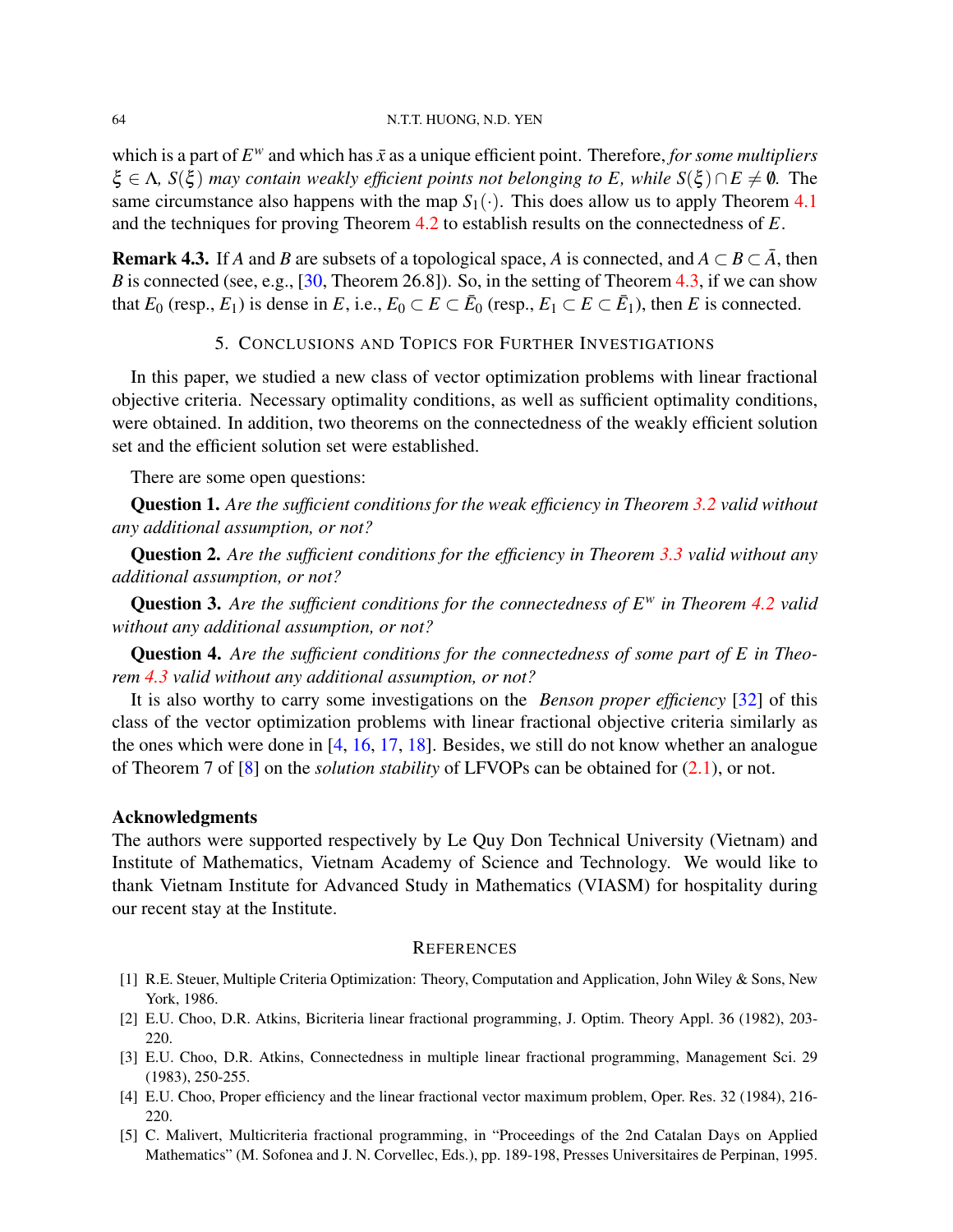which is a part of $E^w$ and which has $\bar{x}$ as a unique efficient point. Therefore, *for some multipliers $\xi \in \Lambda$, $S(\xi)$ may contain weakly efficient points not belonging to $E$, while $S(\xi) \cap E \neq \emptyset$.* The same circumstance also happens with the map $S_1(\cdot)$. This does allow us to apply Theorem 4.1 and the techniques for proving Theorem 4.2 to establish results on the connectedness of $E$.

**Remark 4.3.** If $A$ and $B$ are subsets of a topological space, $A$ is connected, and $A \subset B \subset \bar{A}$, then $B$ is connected (see, e.g., [30, Theorem 26.8]). So, in the setting of Theorem 4.3, if we can show that $E_0$ (resp., $E_1$) is dense in $E$, i.e., $E_0 \subset E \subset \bar{E}_0$ (resp., $E_1 \subset E \subset \bar{E}_1$), then $E$ is connected.

## 5. Conclusions and Topics for Further Investigations

In this paper, we studied a new class of vector optimization problems with linear fractional objective criteria. Necessary optimality conditions, as well as sufficient optimality conditions, were obtained. In addition, two theorems on the connectedness of the weakly efficient solution set and the efficient solution set were established.

There are some open questions:

**Question 1.** *Are the sufficient conditions for the weak efficiency in Theorem 3.2 valid without any additional assumption, or not?*

**Question 2.** *Are the sufficient conditions for the efficiency in Theorem 3.3 valid without any additional assumption, or not?*

**Question 3.** *Are the sufficient conditions for the connectedness of $E^w$ in Theorem 4.2 valid without any additional assumption, or not?*

**Question 4.** *Are the sufficient conditions for the connectedness of some part of E in Theorem 4.3 valid without any additional assumption, or not?*

It is also worthy to carry some investigations on the *Benson proper efficiency* [32] of this class of the vector optimization problems with linear fractional objective criteria similarly as the ones which were done in [4, 16, 17, 18]. Besides, we still do not know whether an analogue of Theorem 7 of [8] on the *solution stability* of LFVOPs can be obtained for (2.1), or not.

### Acknowledgments

The authors were supported respectively by Le Quy Don Technical University (Vietnam) and Institute of Mathematics, Vietnam Academy of Science and Technology. We would like to thank Vietnam Institute for Advanced Study in Mathematics (VIASM) for hospitality during our recent stay at the Institute.

## References

[1] R.E. Steuer, Multiple Criteria Optimization: Theory, Computation and Application, John Wiley & Sons, New York, 1986.

[2] E.U. Choo, D.R. Atkins, Bicriteria linear fractional programming, J. Optim. Theory Appl. 36 (1982), 203-220.

[3] E.U. Choo, D.R. Atkins, Connectedness in multiple linear fractional programming, Management Sci. 29 (1983), 250-255.

[4] E.U. Choo, Proper efficiency and the linear fractional vector maximum problem, Oper. Res. 32 (1984), 216-220.

[5] C. Malivert, Multicriteria fractional programming, in "Proceedings of the 2nd Catalan Days on Applied Mathematics" (M. Sofonea and J. N. Corvellec, Eds.), pp. 189-198, Presses Universitaires de Perpinan, 1995.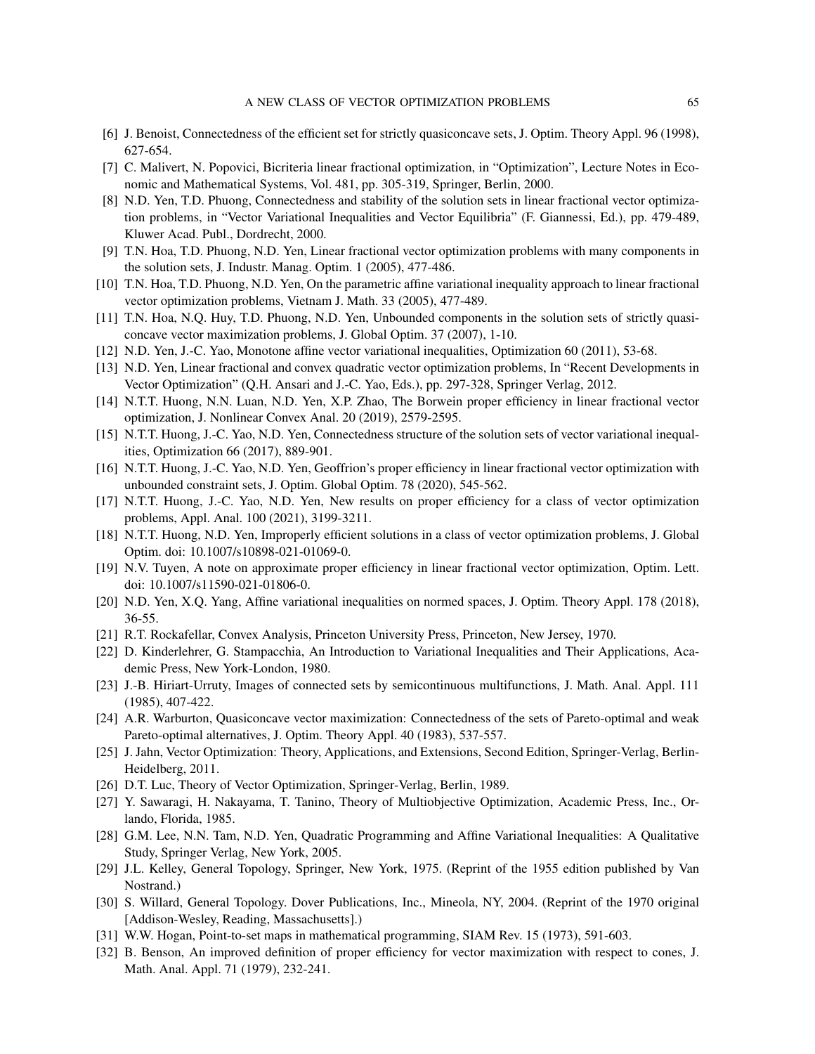[6] J. Benoist, Connectedness of the efficient set for strictly quasiconcave sets, J. Optim. Theory Appl. 96 (1998), 627-654.

[7] C. Malivert, N. Popovici, Bicriteria linear fractional optimization, in "Optimization", Lecture Notes in Economic and Mathematical Systems, Vol. 481, pp. 305-319, Springer, Berlin, 2000.

[8] N.D. Yen, T.D. Phuong, Connectedness and stability of the solution sets in linear fractional vector optimization problems, in "Vector Variational Inequalities and Vector Equilibria" (F. Giannessi, Ed.), pp. 479-489, Kluwer Acad. Publ., Dordrecht, 2000.

[9] T.N. Hoa, T.D. Phuong, N.D. Yen, Linear fractional vector optimization problems with many components in the solution sets, J. Industr. Manag. Optim. 1 (2005), 477-486.

[10] T.N. Hoa, T.D. Phuong, N.D. Yen, On the parametric affine variational inequality approach to linear fractional vector optimization problems, Vietnam J. Math. 33 (2005), 477-489.

[11] T.N. Hoa, N.Q. Huy, T.D. Phuong, N.D. Yen, Unbounded components in the solution sets of strictly quasiconcave vector maximization problems, J. Global Optim. 37 (2007), 1-10.

[12] N.D. Yen, J.-C. Yao, Monotone affine vector variational inequalities, Optimization 60 (2011), 53-68.

[13] N.D. Yen, Linear fractional and convex quadratic vector optimization problems, In "Recent Developments in Vector Optimization" (Q.H. Ansari and J.-C. Yao, Eds.), pp. 297-328, Springer Verlag, 2012.

[14] N.T.T. Huong, N.N. Luan, N.D. Yen, X.P. Zhao, The Borwein proper efficiency in linear fractional vector optimization, J. Nonlinear Convex Anal. 20 (2019), 2579-2595.

[15] N.T.T. Huong, J.-C. Yao, N.D. Yen, Connectedness structure of the solution sets of vector variational inequalities, Optimization 66 (2017), 889-901.

[16] N.T.T. Huong, J.-C. Yao, N.D. Yen, Geoffrion's proper efficiency in linear fractional vector optimization with unbounded constraint sets, J. Optim. Global Optim. 78 (2020), 545-562.

[17] N.T.T. Huong, J.-C. Yao, N.D. Yen, New results on proper efficiency for a class of vector optimization problems, Appl. Anal. 100 (2021), 3199-3211.

[18] N.T.T. Huong, N.D. Yen, Improperly efficient solutions in a class of vector optimization problems, J. Global Optim. doi: 10.1007/s10898-021-01069-0.

[19] N.V. Tuyen, A note on approximate proper efficiency in linear fractional vector optimization, Optim. Lett. doi: 10.1007/s11590-021-01806-0.

[20] N.D. Yen, X.Q. Yang, Affine variational inequalities on normed spaces, J. Optim. Theory Appl. 178 (2018), 36-55.

[21] R.T. Rockafellar, Convex Analysis, Princeton University Press, Princeton, New Jersey, 1970.

[22] D. Kinderlehrer, G. Stampacchia, An Introduction to Variational Inequalities and Their Applications, Academic Press, New York-London, 1980.

[23] J.-B. Hiriart-Urruty, Images of connected sets by semicontinuous multifunctions, J. Math. Anal. Appl. 111 (1985), 407-422.

[24] A.R. Warburton, Quasiconcave vector maximization: Connectedness of the sets of Pareto-optimal and weak Pareto-optimal alternatives, J. Optim. Theory Appl. 40 (1983), 537-557.

[25] J. Jahn, Vector Optimization: Theory, Applications, and Extensions, Second Edition, Springer-Verlag, Berlin-Heidelberg, 2011.

[26] D.T. Luc, Theory of Vector Optimization, Springer-Verlag, Berlin, 1989.

[27] Y. Sawaragi, H. Nakayama, T. Tanino, Theory of Multiobjective Optimization, Academic Press, Inc., Orlando, Florida, 1985.

[28] G.M. Lee, N.N. Tam, N.D. Yen, Quadratic Programming and Affine Variational Inequalities: A Qualitative Study, Springer Verlag, New York, 2005.

[29] J.L. Kelley, General Topology, Springer, New York, 1975. (Reprint of the 1955 edition published by Van Nostrand.)

[30] S. Willard, General Topology. Dover Publications, Inc., Mineola, NY, 2004. (Reprint of the 1970 original [Addison-Wesley, Reading, Massachusetts].)

[31] W.W. Hogan, Point-to-set maps in mathematical programming, SIAM Rev. 15 (1973), 591-603.

[32] B. Benson, An improved definition of proper efficiency for vector maximization with respect to cones, J. Math. Anal. Appl. 71 (1979), 232-241.